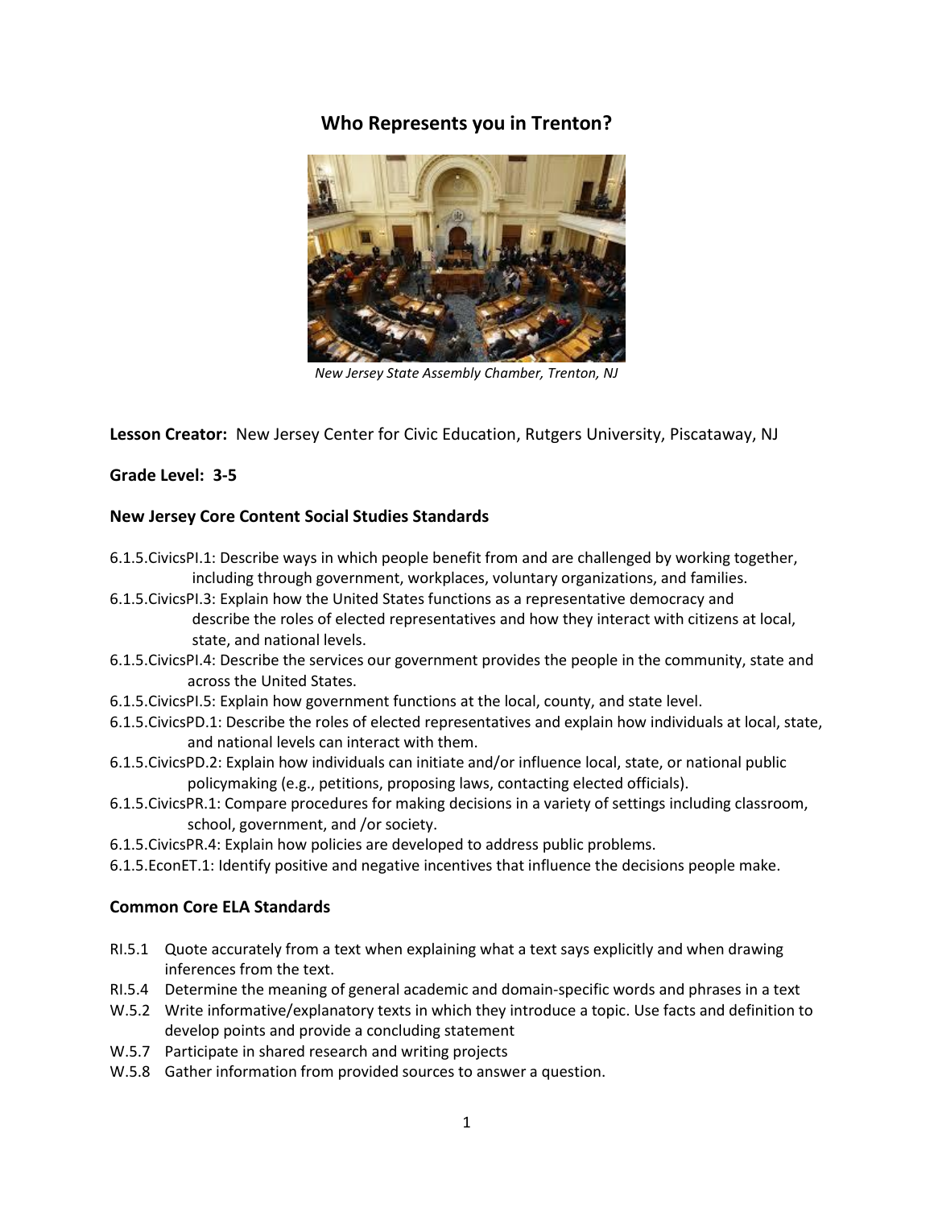# Who Represents you in Trenton?

*New Jersey State Assembly Chamber, Trenton, NJ*

**Lesson Creator:** New Jersey Center for Civic Education, Rutgers University, Piscataway, NJ

**Grade Level: 3-5**

## New Jersey Core Content Social Studies Standards

- 6.1.5.CivicsPI.1: Describe ways in which people benefit from and are challenged by working together, including through government, workplaces, voluntary organizations, and families.
- 6.1.5.CivicsPI.3: Explain how the United States functions as a representative democracy and describe the roles of elected representatives and how they interact with citizens at local, state, and national levels.
- 6.1.5.CivicsPI.4: Describe the services our government provides the people in the community, state and across the United States.
- 6.1.5.CivicsPI.5: Explain how government functions at the local, county, and state level.
- 6.1.5.CivicsPD.1: Describe the roles of elected representatives and explain how individuals at local, state, and national levels can interact with them.
- 6.1.5.CivicsPD.2: Explain how individuals can initiate and/or influence local, state, or national public policymaking (e.g., petitions, proposing laws, contacting elected officials).
- 6.1.5.CivicsPR.1: Compare procedures for making decisions in a variety of settings including classroom, school, government, and /or society.
- 6.1.5.CivicsPR.4: Explain how policies are developed to address public problems.
- 6.1.5.EconET.1: Identify positive and negative incentives that influence the decisions people make.

## Common Core ELA Standards

- RI.5.1 Quote accurately from a text when explaining what a text says explicitly and when drawing inferences from the text.
- RI.5.4 Determine the meaning of general academic and domain-specific words and phrases in a text
- W.5.2 Write informative/explanatory texts in which they introduce a topic. Use facts and definition to develop points and provide a concluding statement
- W.5.7 Participate in shared research and writing projects
- W.5.8 Gather information from provided sources to answer a question.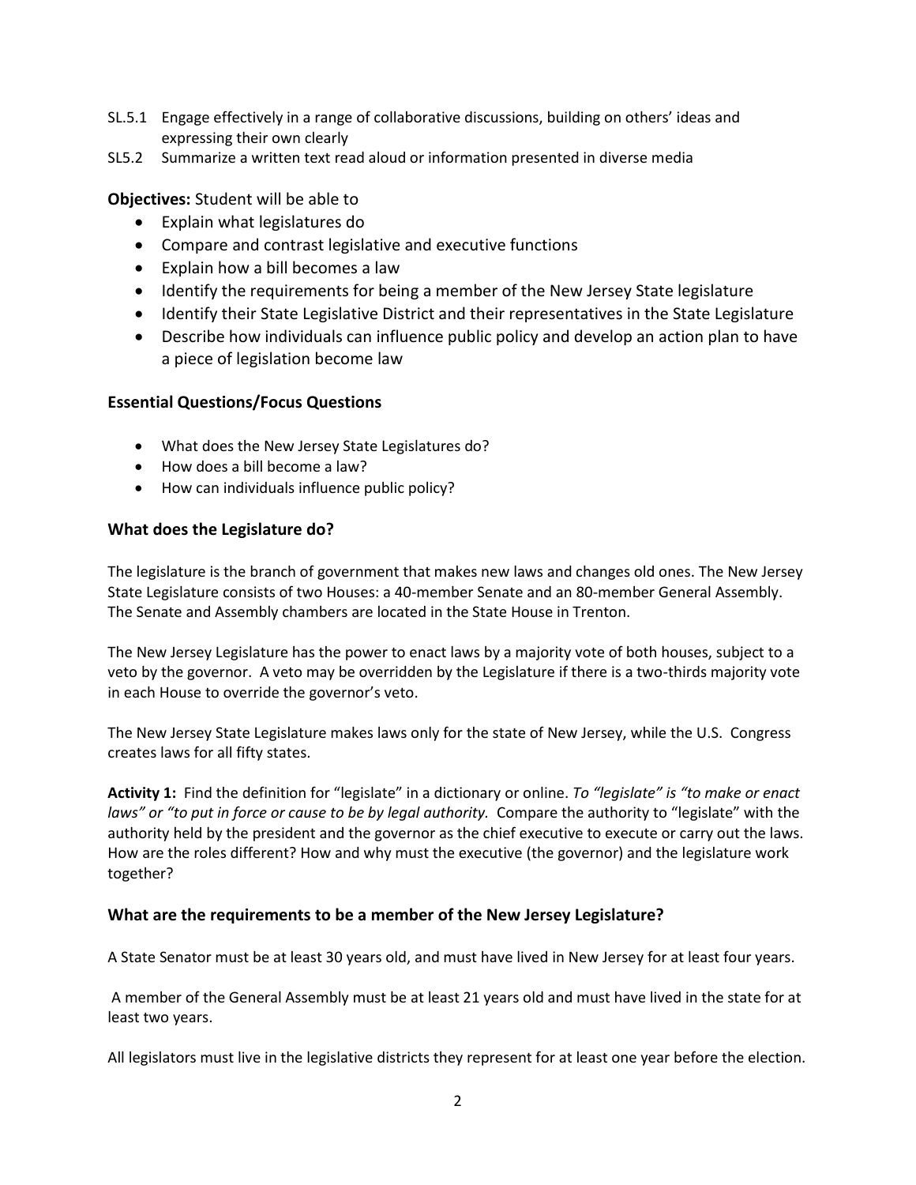SL.5.1 Engage effectively in a range of collaborative discussions, building on others' ideas and expressing their own clearly

SL5.2 Summarize a written text read aloud or information presented in diverse media

**Objectives:** Student will be able to

- Explain what legislatures do
- Compare and contrast legislative and executive functions
- Explain how a bill becomes a law
- Identify the requirements for being a member of the New Jersey State legislature
- Identify their State Legislative District and their representatives in the State Legislature
- Describe how individuals can influence public policy and develop an action plan to have a piece of legislation become law

### Essential Questions/Focus Questions

- What does the New Jersey State Legislatures do?
- How does a bill become a law?
- How can individuals influence public policy?

### What does the Legislature do?

The legislature is the branch of government that makes new laws and changes old ones. The New Jersey State Legislature consists of two Houses: a 40-member Senate and an 80-member General Assembly. The Senate and Assembly chambers are located in the State House in Trenton.

The New Jersey Legislature has the power to enact laws by a majority vote of both houses, subject to a veto by the governor. A veto may be overridden by the Legislature if there is a two-thirds majority vote in each House to override the governor's veto.

The New Jersey State Legislature makes laws only for the state of New Jersey, while the U.S. Congress creates laws for all fifty states.

**Activity 1:** Find the definition for "legislate" in a dictionary or online. *To "legislate" is "to make or enact laws" or "to put in force or cause to be by legal authority.* Compare the authority to "legislate" with the authority held by the president and the governor as the chief executive to execute or carry out the laws. How are the roles different? How and why must the executive (the governor) and the legislature work together?

### What are the requirements to be a member of the New Jersey Legislature?

A State Senator must be at least 30 years old, and must have lived in New Jersey for at least four years.

A member of the General Assembly must be at least 21 years old and must have lived in the state for at least two years.

All legislators must live in the legislative districts they represent for at least one year before the election.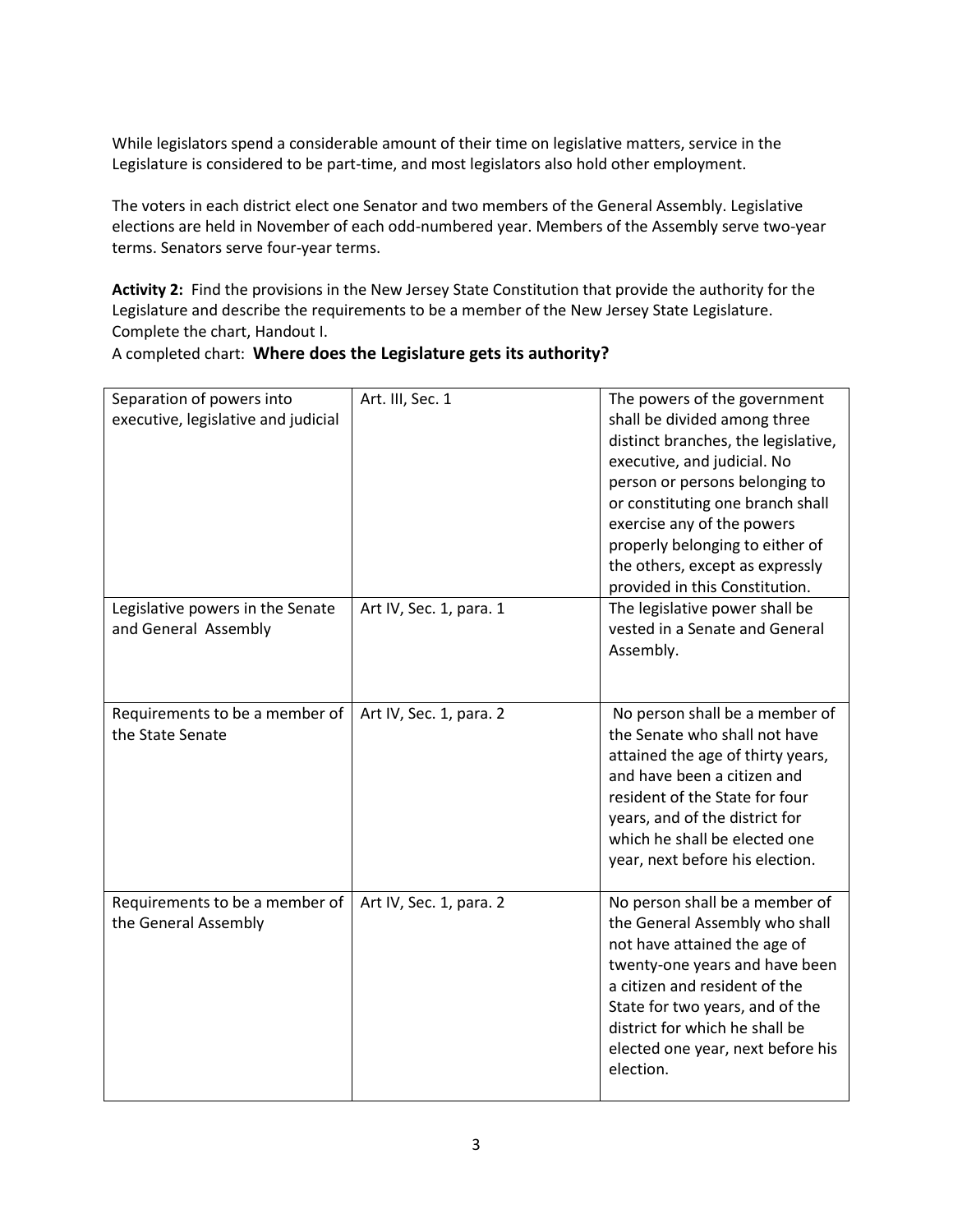While legislators spend a considerable amount of their time on legislative matters, service in the Legislature is considered to be part-time, and most legislators also hold other employment.

The voters in each district elect one Senator and two members of the General Assembly. Legislative elections are held in November of each odd-numbered year. Members of the Assembly serve two-year terms. Senators serve four-year terms.

**Activity 2:** Find the provisions in the New Jersey State Constitution that provide the authority for the Legislature and describe the requirements to be a member of the New Jersey State Legislature. Complete the chart, Handout I.

A completed chart: **Where does the Legislature gets its authority?**

| | | |
|---|---|---|
| Separation of powers into executive, legislative and judicial | Art. III, Sec. 1 | The powers of the government shall be divided among three distinct branches, the legislative, executive, and judicial. No person or persons belonging to or constituting one branch shall exercise any of the powers properly belonging to either of the others, except as expressly provided in this Constitution. |
| Legislative powers in the Senate and General Assembly | Art IV, Sec. 1, para. 1 | The legislative power shall be vested in a Senate and General Assembly. |
| Requirements to be a member of the State Senate | Art IV, Sec. 1, para. 2 | No person shall be a member of the Senate who shall not have attained the age of thirty years, and have been a citizen and resident of the State for four years, and of the district for which he shall be elected one year, next before his election. |
| Requirements to be a member of the General Assembly | Art IV, Sec. 1, para. 2 | No person shall be a member of the General Assembly who shall not have attained the age of twenty-one years and have been a citizen and resident of the State for two years, and of the district for which he shall be elected one year, next before his election. |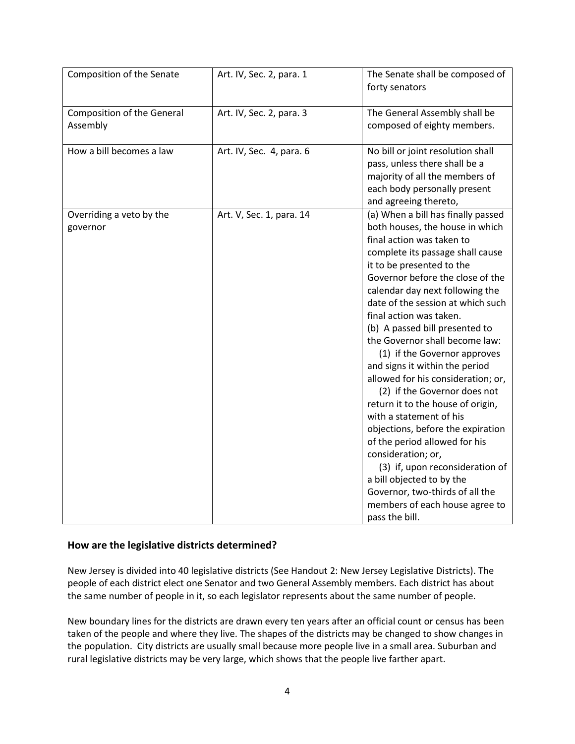| Composition of the Senate | Art. IV, Sec. 2, para. 1 | The Senate shall be composed of forty senators |
|---|---|---|
| Composition of the General Assembly | Art. IV, Sec. 2, para. 3 | The General Assembly shall be composed of eighty members. |
| How a bill becomes a law | Art. IV, Sec. 4, para. 6 | No bill or joint resolution shall pass, unless there shall be a majority of all the members of each body personally present and agreeing thereto, |
| Overriding a veto by the governor | Art. V, Sec. 1, para. 14 | (a) When a bill has finally passed both houses, the house in which final action was taken to complete its passage shall cause it to be presented to the Governor before the close of the calendar day next following the date of the session at which such final action was taken.<br>(b) A passed bill presented to the Governor shall become law:<br>(1) if the Governor approves and signs it within the period allowed for his consideration; or,<br>(2) if the Governor does not return it to the house of origin, with a statement of his objections, before the expiration of the period allowed for his consideration; or,<br>(3) if, upon reconsideration of a bill objected to by the Governor, two-thirds of all the members of each house agree to pass the bill. |

## How are the legislative districts determined?

New Jersey is divided into 40 legislative districts (See Handout 2: New Jersey Legislative Districts). The people of each district elect one Senator and two General Assembly members. Each district has about the same number of people in it, so each legislator represents about the same number of people.

New boundary lines for the districts are drawn every ten years after an official count or census has been taken of the people and where they live. The shapes of the districts may be changed to show changes in the population. City districts are usually small because more people live in a small area. Suburban and rural legislative districts may be very large, which shows that the people live farther apart.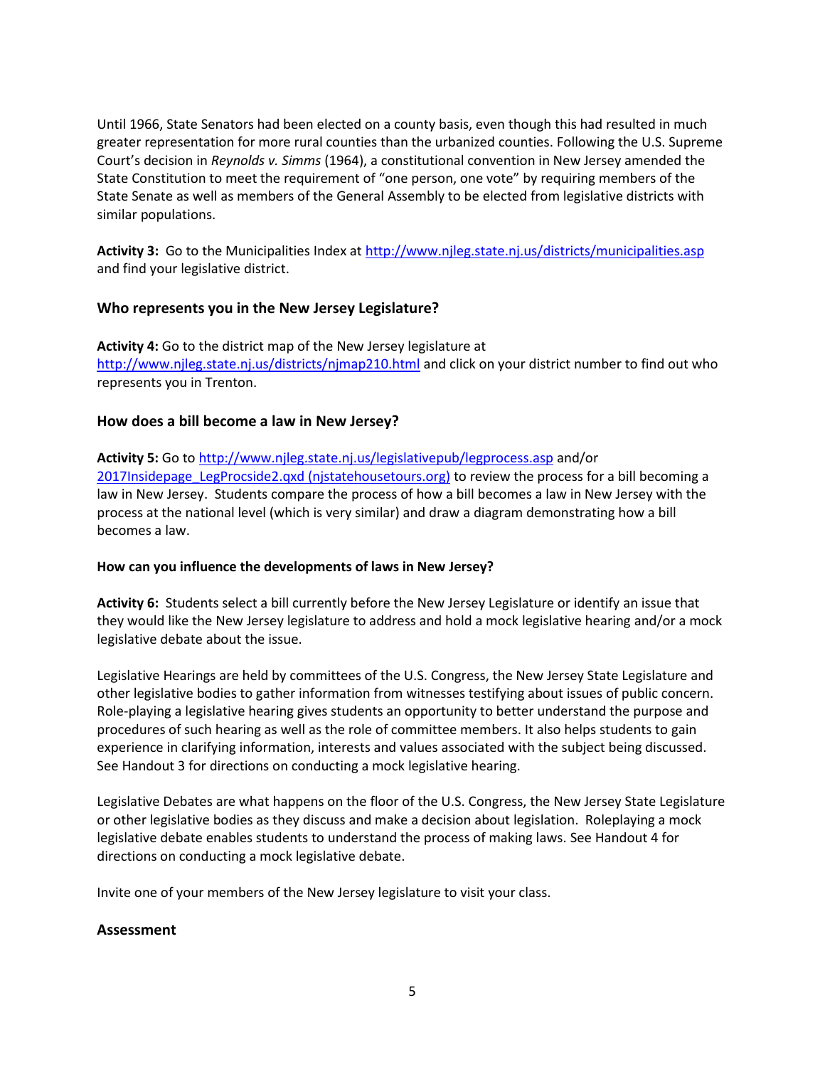Until 1966, State Senators had been elected on a county basis, even though this had resulted in much greater representation for more rural counties than the urbanized counties. Following the U.S. Supreme Court's decision in *Reynolds v. Simms* (1964), a constitutional convention in New Jersey amended the State Constitution to meet the requirement of "one person, one vote" by requiring members of the State Senate as well as members of the General Assembly to be elected from legislative districts with similar populations.

**Activity 3:** Go to the Municipalities Index at [http://www.njleg.state.nj.us/districts/municipalities.asp](http://www.njleg.state.nj.us/districts/municipalities.asp) and find your legislative district.

### Who represents you in the New Jersey Legislature?

**Activity 4:** Go to the district map of the New Jersey legislature at [http://www.njleg.state.nj.us/districts/njmap210.html](http://www.njleg.state.nj.us/districts/njmap210.html) and click on your district number to find out who represents you in Trenton.

### How does a bill become a law in New Jersey?

**Activity 5:** Go to [http://www.njleg.state.nj.us/legislativepub/legprocess.asp](http://www.njleg.state.nj.us/legislativepub/legprocess.asp) and/or 2017Insidepage_LegProcside2.qxd (njstatehousetours.org) to review the process for a bill becoming a law in New Jersey. Students compare the process of how a bill becomes a law in New Jersey with the process at the national level (which is very similar) and draw a diagram demonstrating how a bill becomes a law.

#### How can you influence the developments of laws in New Jersey?

**Activity 6:** Students select a bill currently before the New Jersey Legislature or identify an issue that they would like the New Jersey legislature to address and hold a mock legislative hearing and/or a mock legislative debate about the issue.

Legislative Hearings are held by committees of the U.S. Congress, the New Jersey State Legislature and other legislative bodies to gather information from witnesses testifying about issues of public concern. Role-playing a legislative hearing gives students an opportunity to better understand the purpose and procedures of such hearing as well as the role of committee members. It also helps students to gain experience in clarifying information, interests and values associated with the subject being discussed. See Handout 3 for directions on conducting a mock legislative hearing.

Legislative Debates are what happens on the floor of the U.S. Congress, the New Jersey State Legislature or other legislative bodies as they discuss and make a decision about legislation. Roleplaying a mock legislative debate enables students to understand the process of making laws. See Handout 4 for directions on conducting a mock legislative debate.

Invite one of your members of the New Jersey legislature to visit your class.

### Assessment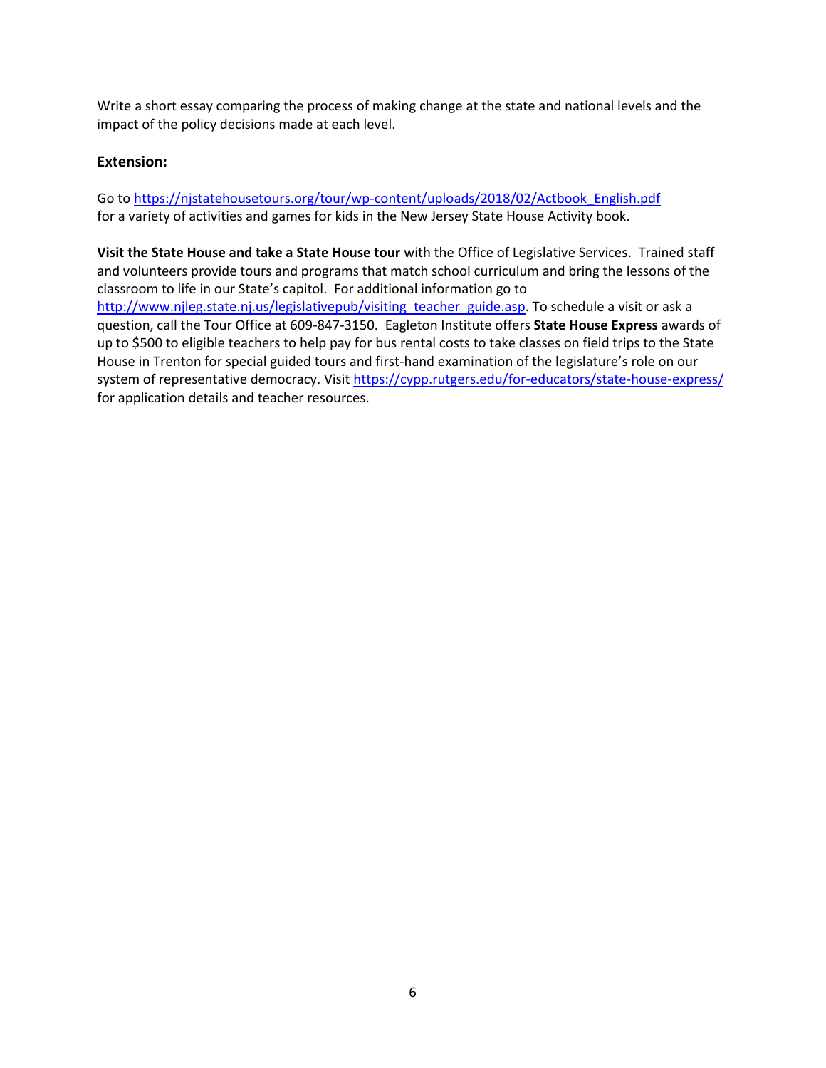Write a short essay comparing the process of making change at the state and national levels and the impact of the policy decisions made at each level.

### Extension:

Go to https://njstatehousetours.org/tour/wp-content/uploads/2018/02/Actbook_English.pdf for a variety of activities and games for kids in the New Jersey State House Activity book.

**Visit the State House and take a State House tour** with the Office of Legislative Services. Trained staff and volunteers provide tours and programs that match school curriculum and bring the lessons of the classroom to life in our State's capitol. For additional information go to http://www.njleg.state.nj.us/legislativepub/visiting_teacher_guide.asp. To schedule a visit or ask a question, call the Tour Office at 609-847-3150. Eagleton Institute offers **State House Express** awards of up to $500 to eligible teachers to help pay for bus rental costs to take classes on field trips to the State House in Trenton for special guided tours and first-hand examination of the legislature's role on our system of representative democracy. Visit https://cypp.rutgers.edu/for-educators/state-house-express/ for application details and teacher resources.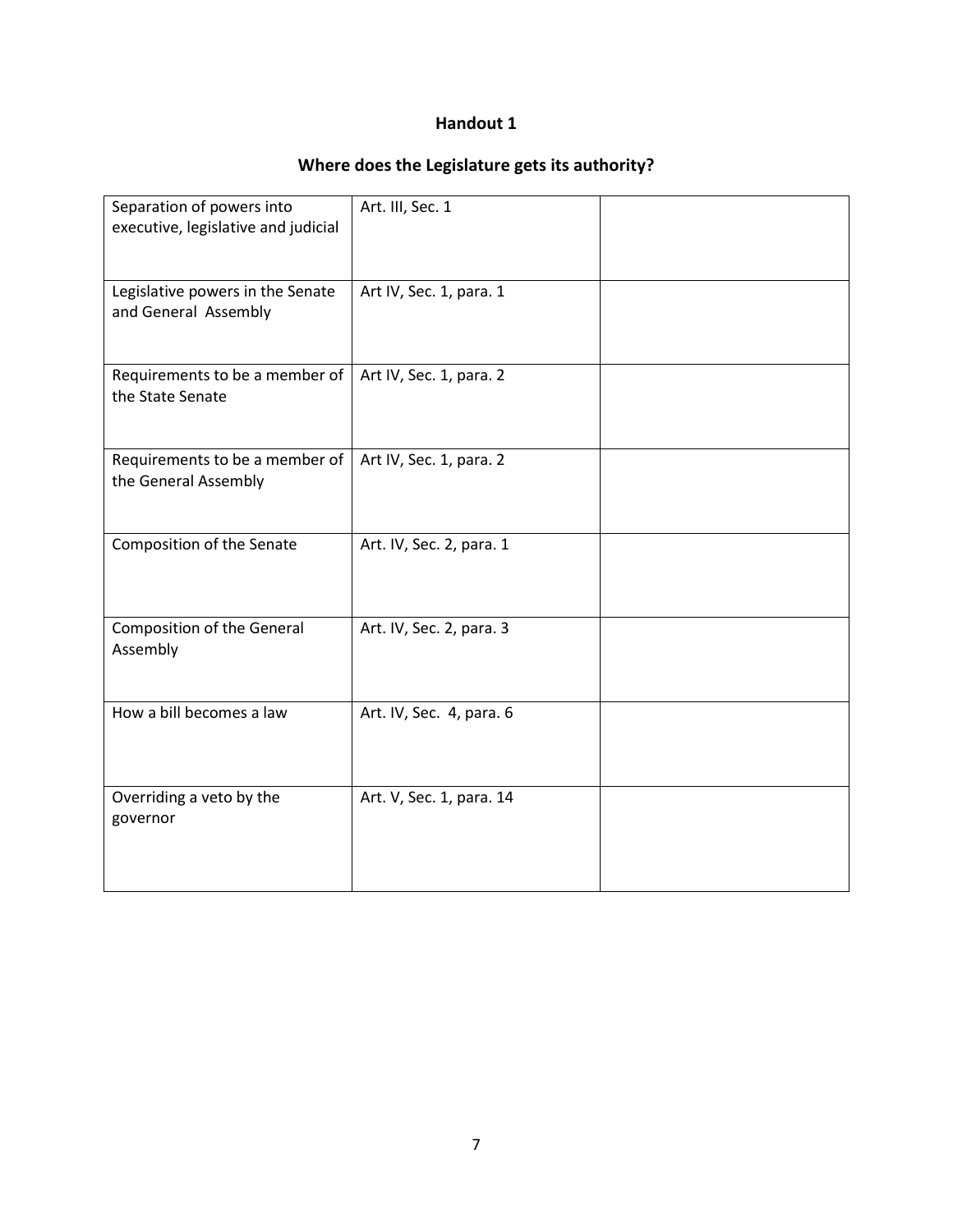## Handout 1

## Where does the Legislature gets its authority?

| | | |
|---|---|---|
| Separation of powers into executive, legislative and judicial | Art. III, Sec. 1 | |
| Legislative powers in the Senate and General Assembly | Art IV, Sec. 1, para. 1 | |
| Requirements to be a member of the State Senate | Art IV, Sec. 1, para. 2 | |
| Requirements to be a member of the General Assembly | Art IV, Sec. 1, para. 2 | |
| Composition of the Senate | Art. IV, Sec. 2, para. 1 | |
| Composition of the General Assembly | Art. IV, Sec. 2, para. 3 | |
| How a bill becomes a law | Art. IV, Sec. 4, para. 6 | |
| Overriding a veto by the governor | Art. V, Sec. 1, para. 14 | |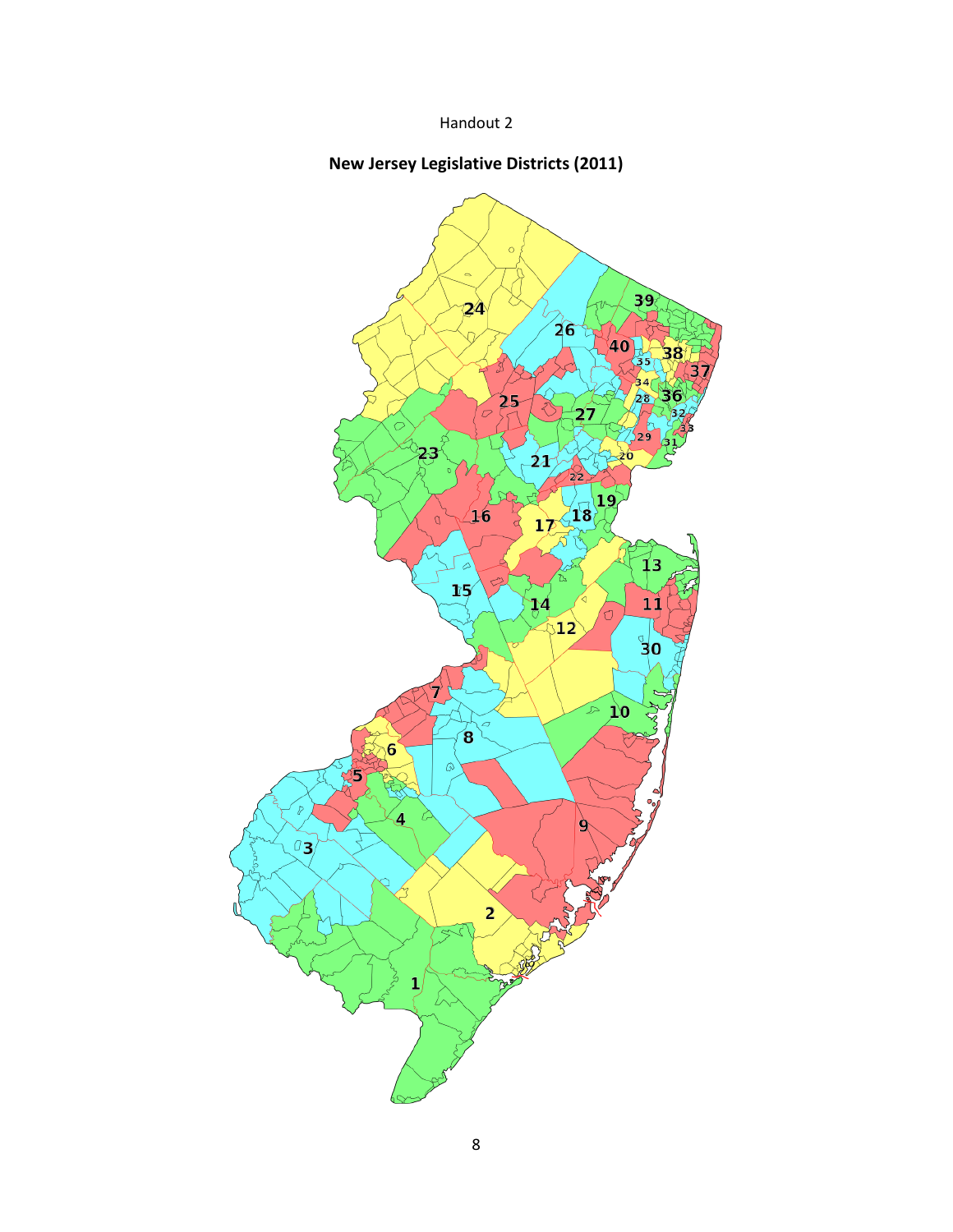Handout 2

**New Jersey Legislative Districts (2011)**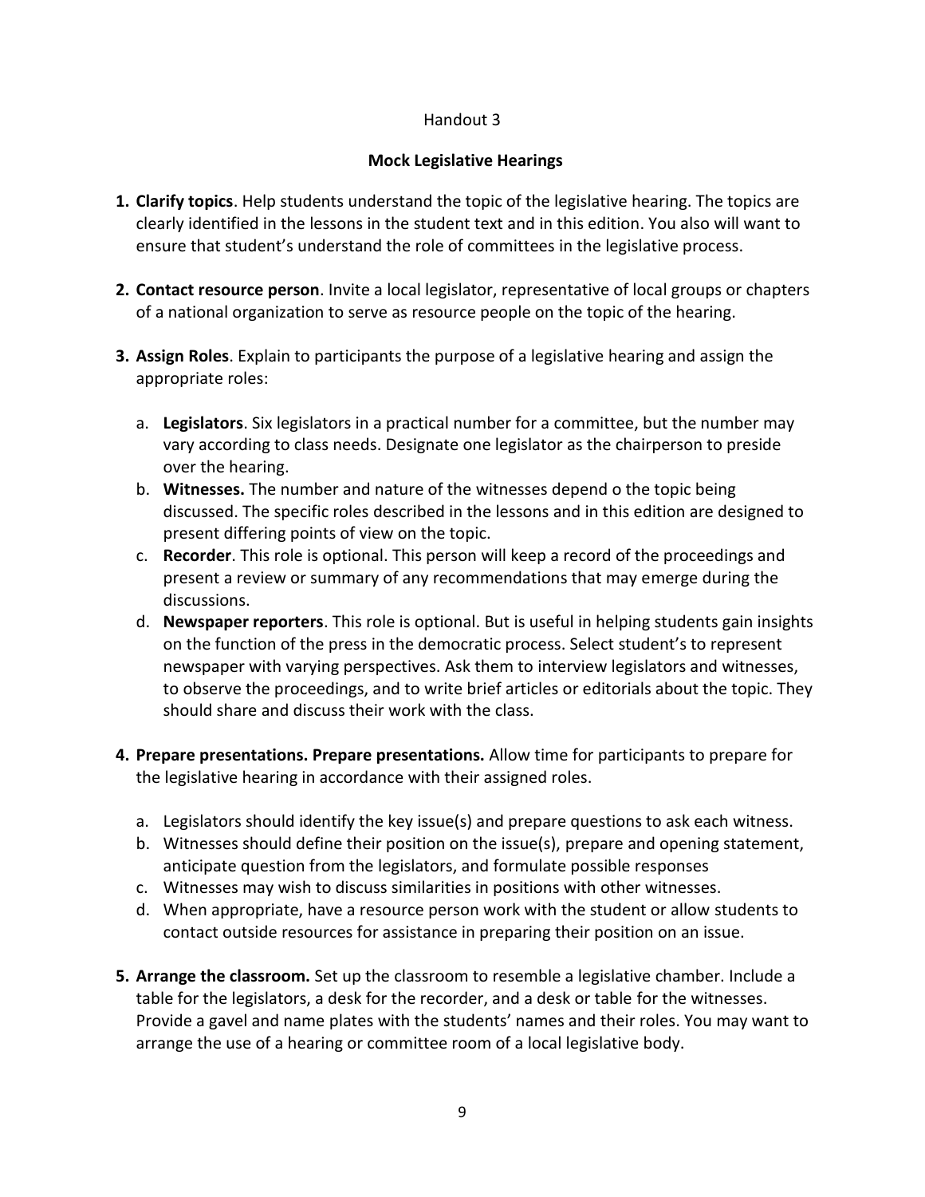Handout 3

## Mock Legislative Hearings

1. **Clarify topics**. Help students understand the topic of the legislative hearing. The topics are clearly identified in the lessons in the student text and in this edition. You also will want to ensure that student's understand the role of committees in the legislative process.

2. **Contact resource person**. Invite a local legislator, representative of local groups or chapters of a national organization to serve as resource people on the topic of the hearing.

3. **Assign Roles**. Explain to participants the purpose of a legislative hearing and assign the appropriate roles:

   a. **Legislators**. Six legislators in a practical number for a committee, but the number may vary according to class needs. Designate one legislator as the chairperson to preside over the hearing.
   b. **Witnesses.** The number and nature of the witnesses depend o the topic being discussed. The specific roles described in the lessons and in this edition are designed to present differing points of view on the topic.
   c. **Recorder**. This role is optional. This person will keep a record of the proceedings and present a review or summary of any recommendations that may emerge during the discussions.
   d. **Newspaper reporters**. This role is optional. But is useful in helping students gain insights on the function of the press in the democratic process. Select student's to represent newspaper with varying perspectives. Ask them to interview legislators and witnesses, to observe the proceedings, and to write brief articles or editorials about the topic. They should share and discuss their work with the class.

4. **Prepare presentations. Prepare presentations.** Allow time for participants to prepare for the legislative hearing in accordance with their assigned roles.

   a. Legislators should identify the key issue(s) and prepare questions to ask each witness.
   b. Witnesses should define their position on the issue(s), prepare and opening statement, anticipate question from the legislators, and formulate possible responses
   c. Witnesses may wish to discuss similarities in positions with other witnesses.
   d. When appropriate, have a resource person work with the student or allow students to contact outside resources for assistance in preparing their position on an issue.

5. **Arrange the classroom.** Set up the classroom to resemble a legislative chamber. Include a table for the legislators, a desk for the recorder, and a desk or table for the witnesses. Provide a gavel and name plates with the students' names and their roles. You may want to arrange the use of a hearing or committee room of a local legislative body.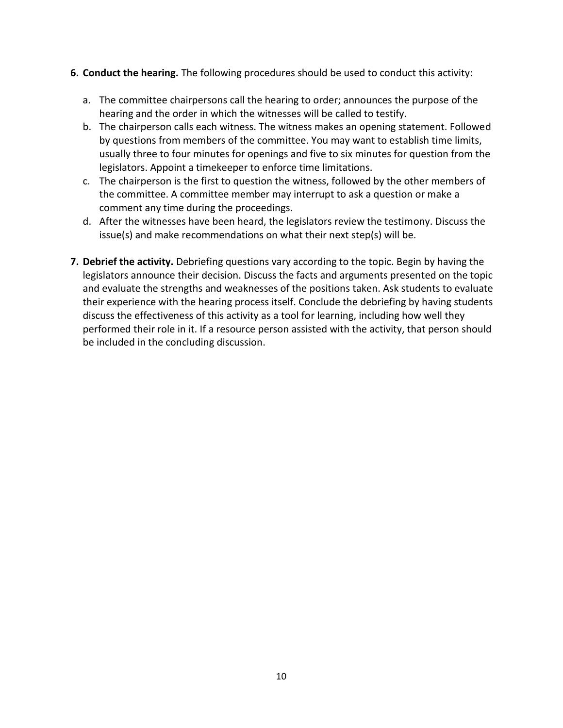6. **Conduct the hearing.** The following procedures should be used to conduct this activity:

   a. The committee chairpersons call the hearing to order; announces the purpose of the hearing and the order in which the witnesses will be called to testify.
   b. The chairperson calls each witness. The witness makes an opening statement. Followed by questions from members of the committee. You may want to establish time limits, usually three to four minutes for openings and five to six minutes for question from the legislators. Appoint a timekeeper to enforce time limitations.
   c. The chairperson is the first to question the witness, followed by the other members of the committee. A committee member may interrupt to ask a question or make a comment any time during the proceedings.
   d. After the witnesses have been heard, the legislators review the testimony. Discuss the issue(s) and make recommendations on what their next step(s) will be.

7. **Debrief the activity.** Debriefing questions vary according to the topic. Begin by having the legislators announce their decision. Discuss the facts and arguments presented on the topic and evaluate the strengths and weaknesses of the positions taken. Ask students to evaluate their experience with the hearing process itself. Conclude the debriefing by having students discuss the effectiveness of this activity as a tool for learning, including how well they performed their role in it. If a resource person assisted with the activity, that person should be included in the concluding discussion.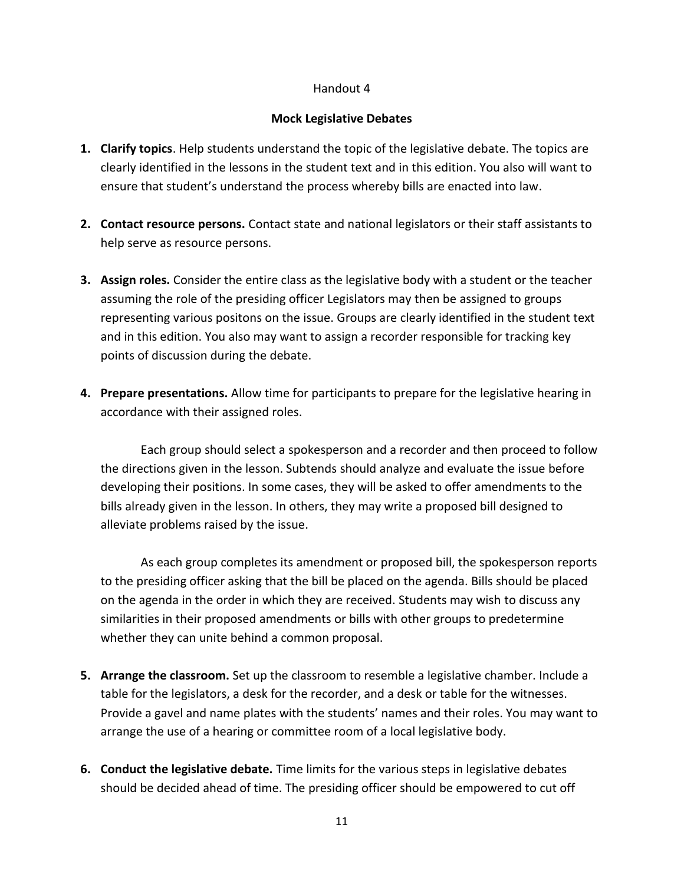Handout 4

**Mock Legislative Debates**

1. **Clarify topics**. Help students understand the topic of the legislative debate. The topics are clearly identified in the lessons in the student text and in this edition. You also will want to ensure that student's understand the process whereby bills are enacted into law.

2. **Contact resource persons.** Contact state and national legislators or their staff assistants to help serve as resource persons.

3. **Assign roles.** Consider the entire class as the legislative body with a student or the teacher assuming the role of the presiding officer Legislators may then be assigned to groups representing various positons on the issue. Groups are clearly identified in the student text and in this edition. You also may want to assign a recorder responsible for tracking key points of discussion during the debate.

4. **Prepare presentations.** Allow time for participants to prepare for the legislative hearing in accordance with their assigned roles.

   Each group should select a spokesperson and a recorder and then proceed to follow the directions given in the lesson. Subtends should analyze and evaluate the issue before developing their positions. In some cases, they will be asked to offer amendments to the bills already given in the lesson. In others, they may write a proposed bill designed to alleviate problems raised by the issue.

   As each group completes its amendment or proposed bill, the spokesperson reports to the presiding officer asking that the bill be placed on the agenda. Bills should be placed on the agenda in the order in which they are received. Students may wish to discuss any similarities in their proposed amendments or bills with other groups to predetermine whether they can unite behind a common proposal.

5. **Arrange the classroom.** Set up the classroom to resemble a legislative chamber. Include a table for the legislators, a desk for the recorder, and a desk or table for the witnesses. Provide a gavel and name plates with the students' names and their roles. You may want to arrange the use of a hearing or committee room of a local legislative body.

6. **Conduct the legislative debate.** Time limits for the various steps in legislative debates should be decided ahead of time. The presiding officer should be empowered to cut off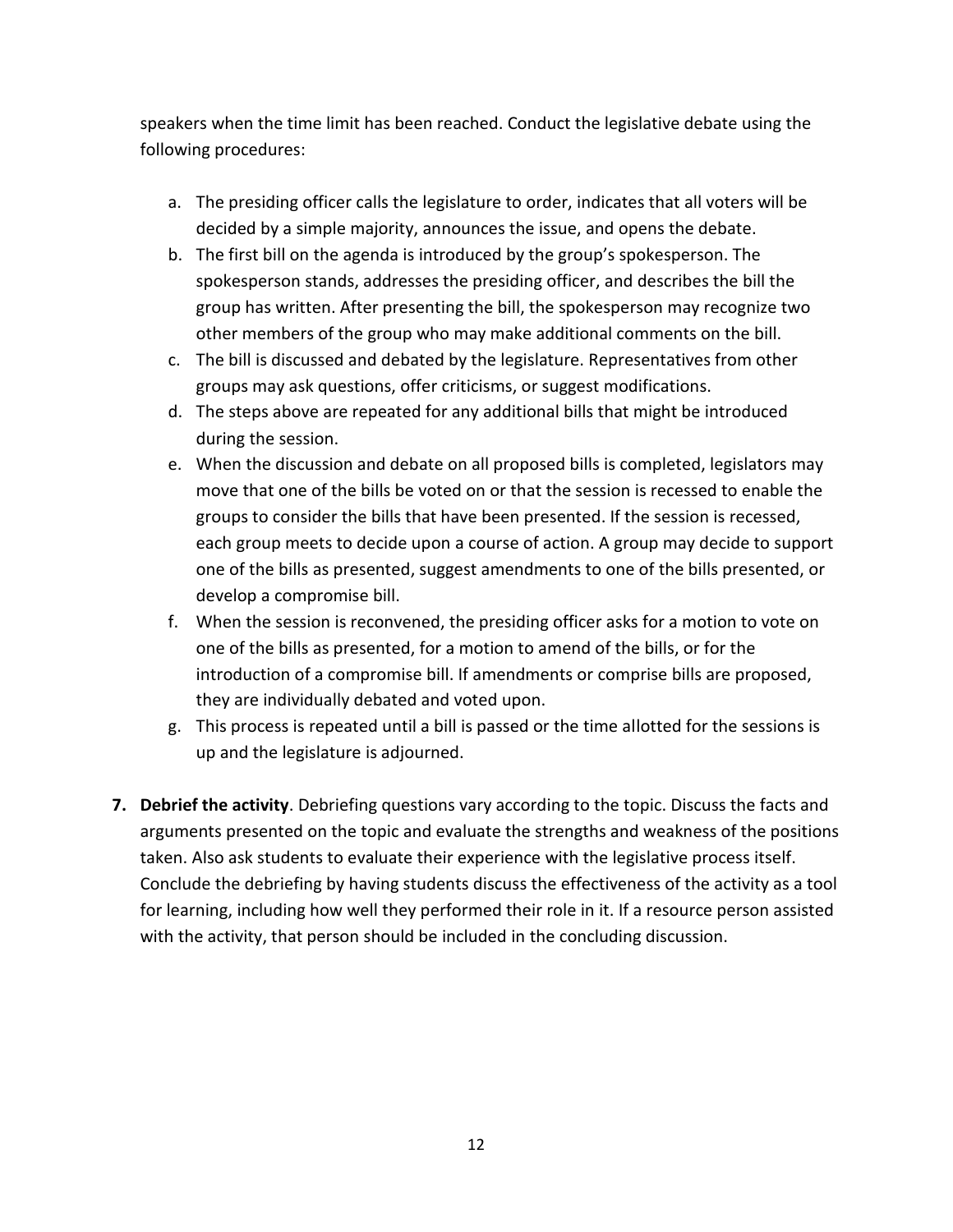speakers when the time limit has been reached. Conduct the legislative debate using the following procedures:

a. The presiding officer calls the legislature to order, indicates that all voters will be decided by a simple majority, announces the issue, and opens the debate.
b. The first bill on the agenda is introduced by the group's spokesperson. The spokesperson stands, addresses the presiding officer, and describes the bill the group has written. After presenting the bill, the spokesperson may recognize two other members of the group who may make additional comments on the bill.
c. The bill is discussed and debated by the legislature. Representatives from other groups may ask questions, offer criticisms, or suggest modifications.
d. The steps above are repeated for any additional bills that might be introduced during the session.
e. When the discussion and debate on all proposed bills is completed, legislators may move that one of the bills be voted on or that the session is recessed to enable the groups to consider the bills that have been presented. If the session is recessed, each group meets to decide upon a course of action. A group may decide to support one of the bills as presented, suggest amendments to one of the bills presented, or develop a compromise bill.
f. When the session is reconvened, the presiding officer asks for a motion to vote on one of the bills as presented, for a motion to amend of the bills, or for the introduction of a compromise bill. If amendments or comprise bills are proposed, they are individually debated and voted upon.
g. This process is repeated until a bill is passed or the time allotted for the sessions is up and the legislature is adjourned.

7. **Debrief the activity**. Debriefing questions vary according to the topic. Discuss the facts and arguments presented on the topic and evaluate the strengths and weakness of the positions taken. Also ask students to evaluate their experience with the legislative process itself. Conclude the debriefing by having students discuss the effectiveness of the activity as a tool for learning, including how well they performed their role in it. If a resource person assisted with the activity, that person should be included in the concluding discussion.